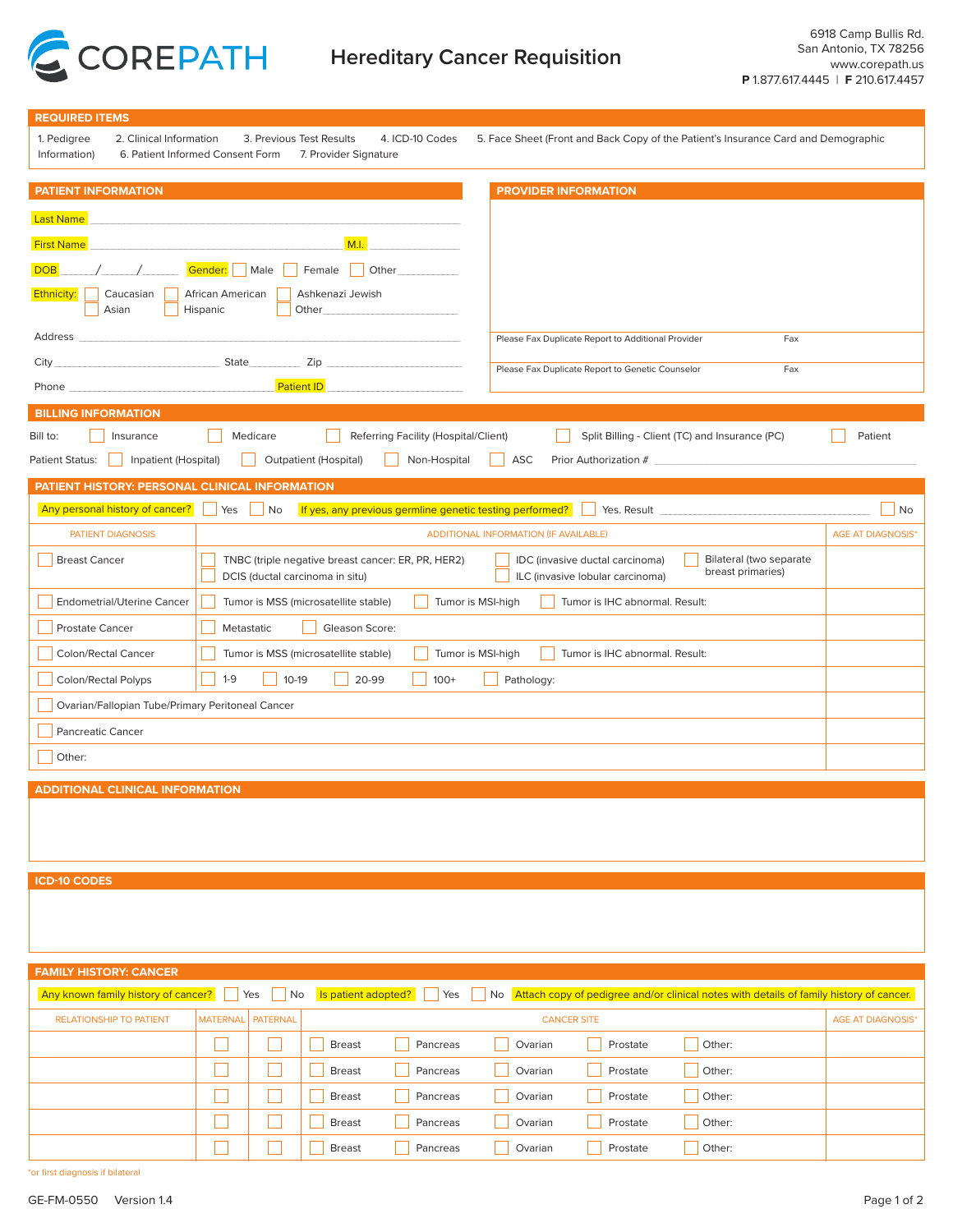# COREPATH

## Hereditary Cancer Requisition

6918 Camp Bullis Rd.
San Antonio, TX 78256
www.corepath.us
**P** 1.877.617.4445 | **F** 210.617.4457

## REQUIRED ITEMS

1. Pedigree 2. Clinical Information 3. Previous Test Results 4. ICD-10 Codes 5. Face Sheet (Front and Back Copy of the Patient's Insurance Card and Demographic Information) 6. Patient Informed Consent Form 7. Provider Signature

## PATIENT INFORMATION

Last Name ______________________________

First Name ______________________________ M.I. __________

DOB _____/_____/_____ Gender: ☐ Male ☐ Female ☐ Other __________

Ethnicity: ☐ Caucasian ☐ African American ☐ Ashkenazi Jewish ☐ Asian ☐ Hispanic ☐ Other__________

Address ______________________________

City ______________ State ________ Zip ______________

Phone ______________________ Patient ID ______________

## PROVIDER INFORMATION

Please Fax Duplicate Report to Additional Provider Fax

Please Fax Duplicate Report to Genetic Counselor Fax

## BILLING INFORMATION

Bill to: ☐ Insurance ☐ Medicare ☐ Referring Facility (Hospital/Client) ☐ Split Billing - Client (TC) and Insurance (PC) ☐ Patient

Patient Status: ☐ Inpatient (Hospital) ☐ Outpatient (Hospital) ☐ Non-Hospital ☐ ASC Prior Authorization # ______________

## PATIENT HISTORY: PERSONAL CLINICAL INFORMATION

Any personal history of cancer? ☐ Yes ☐ No If yes, any previous germline genetic testing performed? ☐ Yes. Result ______________ ☐ No

| PATIENT DIAGNOSIS | ADDITIONAL INFORMATION (IF AVAILABLE) | AGE AT DIAGNOSIS* |
|---|---|---|
| ☐ Breast Cancer | ☐ TNBC (triple negative breast cancer: ER, PR, HER2) ☐ DCIS (ductal carcinoma in situ) ☐ IDC (invasive ductal carcinoma) ☐ ILC (invasive lobular carcinoma) ☐ Bilateral (two separate breast primaries) | |
| ☐ Endometrial/Uterine Cancer | ☐ Tumor is MSS (microsatellite stable) ☐ Tumor is MSI-high ☐ Tumor is IHC abnormal. Result: | |
| ☐ Prostate Cancer | ☐ Metastatic ☐ Gleason Score: | |
| ☐ Colon/Rectal Cancer | ☐ Tumor is MSS (microsatellite stable) ☐ Tumor is MSI-high ☐ Tumor is IHC abnormal. Result: | |
| ☐ Colon/Rectal Polyps | ☐ 1-9 ☐ 10-19 ☐ 20-99 ☐ 100+ ☐ Pathology: | |
| ☐ Ovarian/Fallopian Tube/Primary Peritoneal Cancer | | |
| ☐ Pancreatic Cancer | | |
| ☐ Other: | | |

## ADDITIONAL CLINICAL INFORMATION

## ICD-10 CODES

## FAMILY HISTORY: CANCER

Any known family history of cancer? ☐ Yes ☐ No Is patient adopted? ☐ Yes ☐ No Attach copy of pedigree and/or clinical notes with details of family history of cancer.

| RELATIONSHIP TO PATIENT | MATERNAL | PATERNAL | CANCER SITE | AGE AT DIAGNOSIS* |
|---|---|---|---|---|
| | ☐ | ☐ | ☐ Breast ☐ Pancreas ☐ Ovarian ☐ Prostate ☐ Other: | |
| | ☐ | ☐ | ☐ Breast ☐ Pancreas ☐ Ovarian ☐ Prostate ☐ Other: | |
| | ☐ | ☐ | ☐ Breast ☐ Pancreas ☐ Ovarian ☐ Prostate ☐ Other: | |
| | ☐ | ☐ | ☐ Breast ☐ Pancreas ☐ Ovarian ☐ Prostate ☐ Other: | |
| | ☐ | ☐ | ☐ Breast ☐ Pancreas ☐ Ovarian ☐ Prostate ☐ Other: | |

*or first diagnosis if bilateral

GE-FM-0550 Version 1.4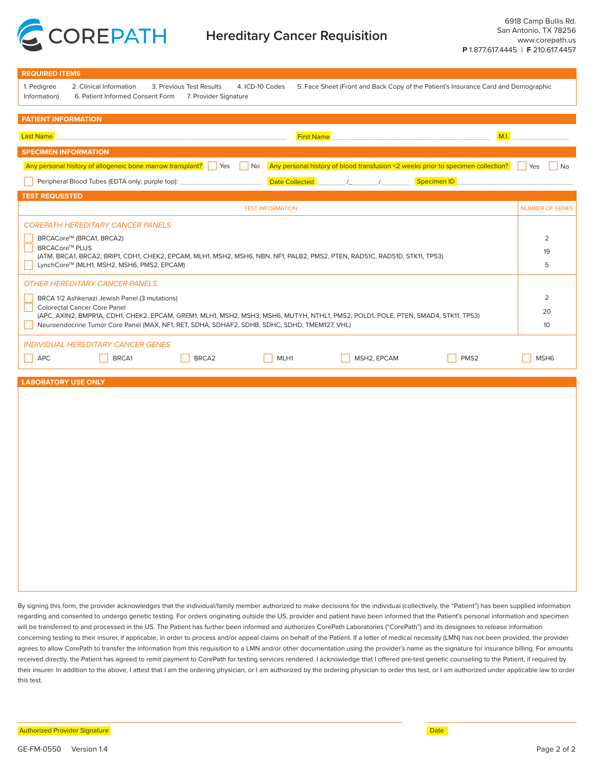# COREPATH

## Hereditary Cancer Requisition

6918 Camp Bullis Rd.
San Antonio, TX 78256
www.corepath.us
**P** 1.877.617.4445 | **F** 210.617.4457

### REQUIRED ITEMS

1. Pedigree 2. Clinical Information 3. Previous Test Results 4. ICD-10 Codes 5. Face Sheet (Front and Back Copy of the Patient's Insurance Card and Demographic Information) 6. Patient Informed Consent Form 7. Provider Signature

### PATIENT INFORMATION

Last Name ______________________ First Name ______________________ M.I. ________

### SPECIMEN INFORMATION

Any personal history of allogeneic bone marrow transplant? ☐ Yes ☐ No Any personal history of blood transfusion <2 weeks prior to specimen collection? ☐ Yes ☐ No

☐ Peripheral Blood Tubes (EDTA only; purple top): ______________ Date Collected ____/____/____ Specimen ID ______________

### TEST REQUESTED

| TEST INFORMATION | NUMBER OF GENES |
|---|---|
| *COREPATH HEREDITARY CANCER PANELS* | |
| ☐ BRCACore™ (BRCA1, BRCA2) | 2 |
| ☐ BRCACore™ PLUS (ATM, BRCA1, BRCA2, BRIP1, CDH1, CHEK2, EPCAM, MLH1, MSH2, MSH6, NBN, NF1, PALB2, PMS2, PTEN, RAD51C, RAD51D, STK11, TP53) | 19 |
| ☐ LynchCore™ (MLH1, MSH2, MSH6, PMS2, EPCAM) | 5 |
| *OTHER HEREDITARY CANCER PANELS* | |
| ☐ BRCA 1/2 Ashkenazi Jewish Panel (3 mutations) | 2 |
| ☐ Colorectal Cancer Core Panel (APC, AXIN2, BMPR1A, CDH1, CHEK2, EPCAM, GREM1, MLH1, MSH2, MSH3, MSH6, MUTYH, NTHL1, PMS2, POLD1, POLE, PTEN, SMAD4, STK11, TP53) | 20 |
| ☐ Neuroendocrine Tumor Core Panel (MAX, NF1, RET, SDHA, SDHAF2, SDHB, SDHC, SDHD, TMEM127, VHL) | 10 |
| *INDIVIDUAL HEREDITARY CANCER GENES* | |
| ☐ APC ☐ BRCA1 ☐ BRCA2 ☐ MLH1 ☐ MSH2, EPCAM ☐ PMS2 ☐ MSH6 | |

### LABORATORY USE ONLY

By signing this form, the provider acknowledges that the individual/family member authorized to make decisions for the individual (collectively, the "Patient") has been supplied information regarding and consented to undergo genetic testing. For orders originating outside the US, provider and patient have been informed that the Patient's personal information and specimen will be transferred to and processed in the US. The Patient has further been informed and authorizes CorePath Laboratories ("CorePath") and its designees to release information concerning testing to their insurer, if applicable, in order to process and/or appeal claims on behalf of the Patient. If a letter of medical necessity (LMN) has not been provided, the provider agrees to allow CorePath to transfer the information from this requisition to a LMN and/or other documentation using the provider's name as the signature for insurance billing. For amounts received directly, the Patient has agreed to remit payment to CorePath for testing services rendered. I acknowledge that I offered pre-test genetic counseling to the Patient, if required by their insurer. In addition to the above, I attest that I am the ordering physician, or I am authorized by the ordering physician to order this test, or I am authorized under applicable law to order this test.

Authorized Provider Signature ______________________ Date ____________

GE-FM-0550 Version 1.4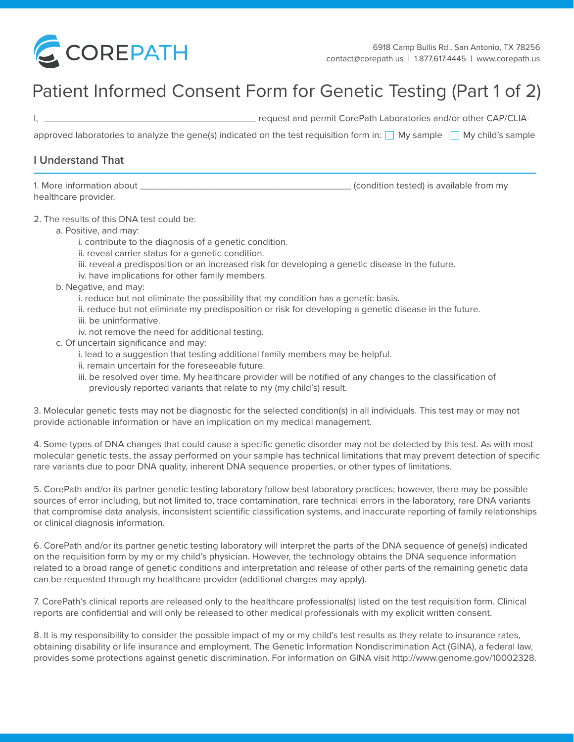CorePath

6918 Camp Bullis Rd., San Antonio, TX 78256
contact@corepath.us | 1.877.617.4445 | www.corepath.us

# Patient Informed Consent Form for Genetic Testing (Part 1 of 2)

I, ________________________________________ request and permit CorePath Laboratories and/or other CAP/CLIA-approved laboratories to analyze the gene(s) indicated on the test requisition form in: ☐ My sample ☐ My child's sample

## I Understand That

1. More information about ________________________________________ (condition tested) is available from my healthcare provider.

2. The results of this DNA test could be:
   - a. Positive, and may:
     - i. contribute to the diagnosis of a genetic condition.
     - ii. reveal carrier status for a genetic condition.
     - iii. reveal a predisposition or an increased risk for developing a genetic disease in the future.
     - iv. have implications for other family members.
   - b. Negative, and may:
     - i. reduce but not eliminate the possibility that my condition has a genetic basis.
     - ii. reduce but not eliminate my predisposition or risk for developing a genetic disease in the future.
     - iii. be uninformative.
     - iv. not remove the need for additional testing.
   - c. Of uncertain significance and may:
     - i. lead to a suggestion that testing additional family members may be helpful.
     - ii. remain uncertain for the foreseeable future.
     - iii. be resolved over time. My healthcare provider will be notified of any changes to the classification of previously reported variants that relate to my (my child's) result.

3. Molecular genetic tests may not be diagnostic for the selected condition(s) in all individuals. This test may or may not provide actionable information or have an implication on my medical management.

4. Some types of DNA changes that could cause a specific genetic disorder may not be detected by this test. As with most molecular genetic tests, the assay performed on your sample has technical limitations that may prevent detection of specific rare variants due to poor DNA quality, inherent DNA sequence properties, or other types of limitations.

5. CorePath and/or its partner genetic testing laboratory follow best laboratory practices; however, there may be possible sources of error including, but not limited to, trace contamination, rare technical errors in the laboratory, rare DNA variants that compromise data analysis, inconsistent scientific classification systems, and inaccurate reporting of family relationships or clinical diagnosis information.

6. CorePath and/or its partner genetic testing laboratory will interpret the parts of the DNA sequence of gene(s) indicated on the requisition form by my or my child's physician. However, the technology obtains the DNA sequence information related to a broad range of genetic conditions and interpretation and release of other parts of the remaining genetic data can be requested through my healthcare provider (additional charges may apply).

7. CorePath's clinical reports are released only to the healthcare professional(s) listed on the test requisition form. Clinical reports are confidential and will only be released to other medical professionals with my explicit written consent.

8. It is my responsibility to consider the possible impact of my or my child's test results as they relate to insurance rates, obtaining disability or life insurance and employment. The Genetic Information Nondiscrimination Act (GINA), a federal law, provides some protections against genetic discrimination. For information on GINA visit http://www.genome.gov/10002328.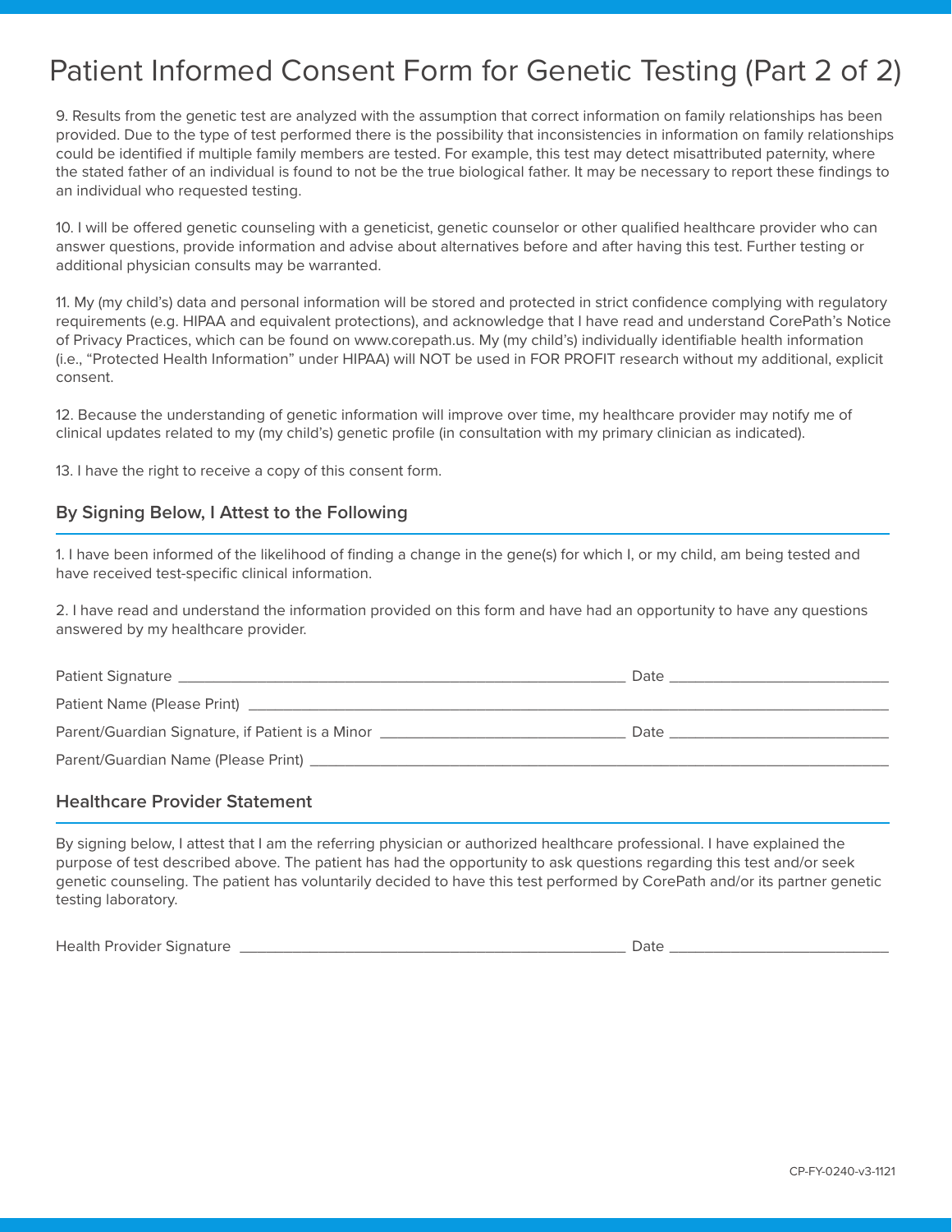# Patient Informed Consent Form for Genetic Testing (Part 2 of 2)

9. Results from the genetic test are analyzed with the assumption that correct information on family relationships has been provided. Due to the type of test performed there is the possibility that inconsistencies in information on family relationships could be identified if multiple family members are tested. For example, this test may detect misattributed paternity, where the stated father of an individual is found to not be the true biological father. It may be necessary to report these findings to an individual who requested testing.

10. I will be offered genetic counseling with a geneticist, genetic counselor or other qualified healthcare provider who can answer questions, provide information and advise about alternatives before and after having this test. Further testing or additional physician consults may be warranted.

11. My (my child's) data and personal information will be stored and protected in strict confidence complying with regulatory requirements (e.g. HIPAA and equivalent protections), and acknowledge that I have read and understand CorePath's Notice of Privacy Practices, which can be found on www.corepath.us. My (my child's) individually identifiable health information (i.e., "Protected Health Information" under HIPAA) will NOT be used in FOR PROFIT research without my additional, explicit consent.

12. Because the understanding of genetic information will improve over time, my healthcare provider may notify me of clinical updates related to my (my child's) genetic profile (in consultation with my primary clinician as indicated).

13. I have the right to receive a copy of this consent form.

## By Signing Below, I Attest to the Following

1. I have been informed of the likelihood of finding a change in the gene(s) for which I, or my child, am being tested and have received test-specific clinical information.

2. I have read and understand the information provided on this form and have had an opportunity to have any questions answered by my healthcare provider.

Patient Signature ______________________________ Date ______________

Patient Name (Please Print) ______________________________

Parent/Guardian Signature, if Patient is a Minor ______________________________ Date ______________

Parent/Guardian Name (Please Print) ______________________________

## Healthcare Provider Statement

By signing below, I attest that I am the referring physician or authorized healthcare professional. I have explained the purpose of test described above. The patient has had the opportunity to ask questions regarding this test and/or seek genetic counseling. The patient has voluntarily decided to have this test performed by CorePath and/or its partner genetic testing laboratory.

Health Provider Signature ______________________________ Date ______________

CP-FY-0240-v3-1121